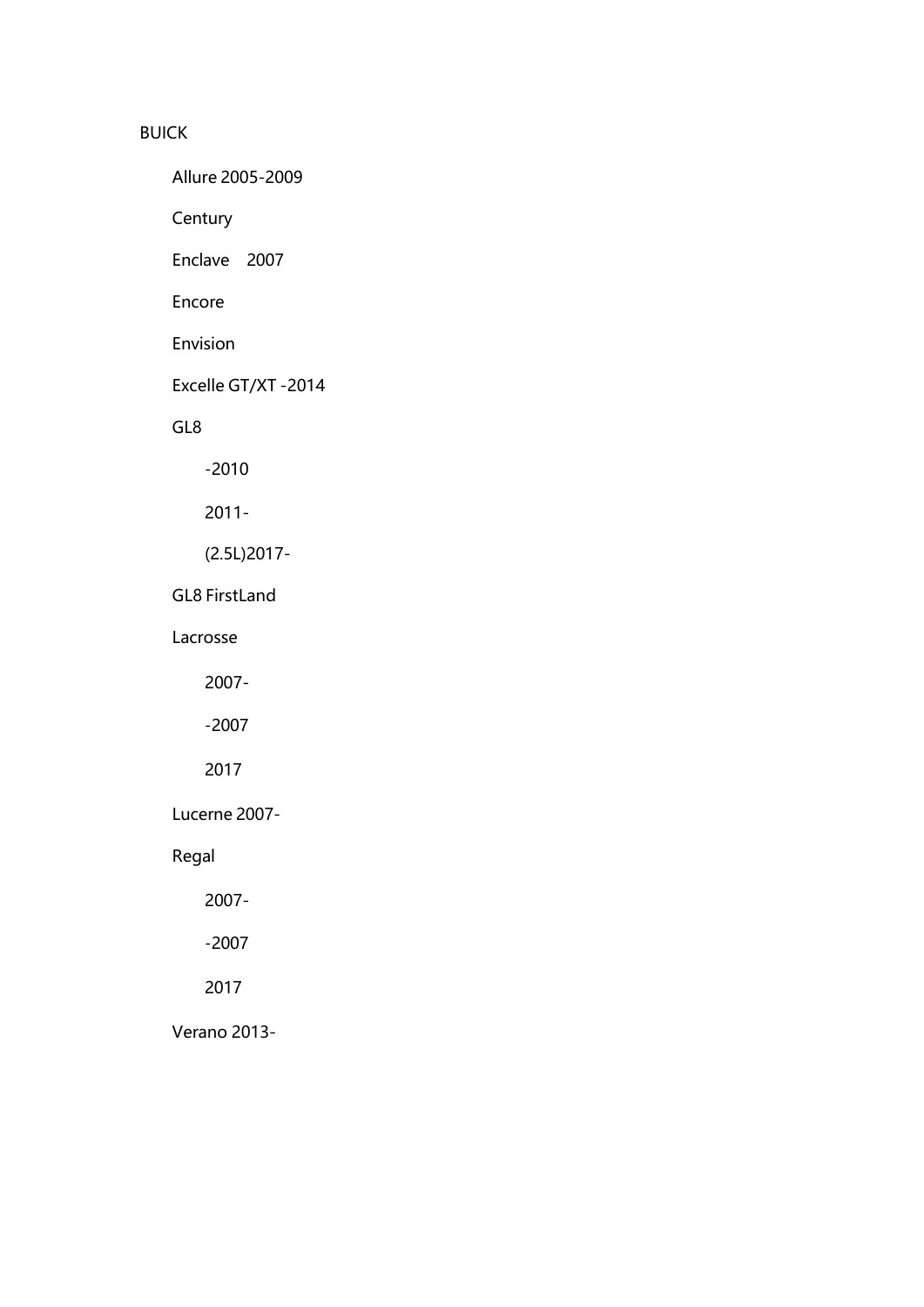BUICK

- Allure 2005-2009
- Century
- Enclave    2007
- Encore
- Envision
- Excelle GT/XT -2014
- GL8
  - -2010
  - 2011-
  - (2.5L)2017-
- GL8 FirstLand
- Lacrosse
  - 2007-
  - -2007
  - 2017
- Lucerne 2007-
- Regal
  - 2007-
  - -2007
  - 2017
- Verano 2013-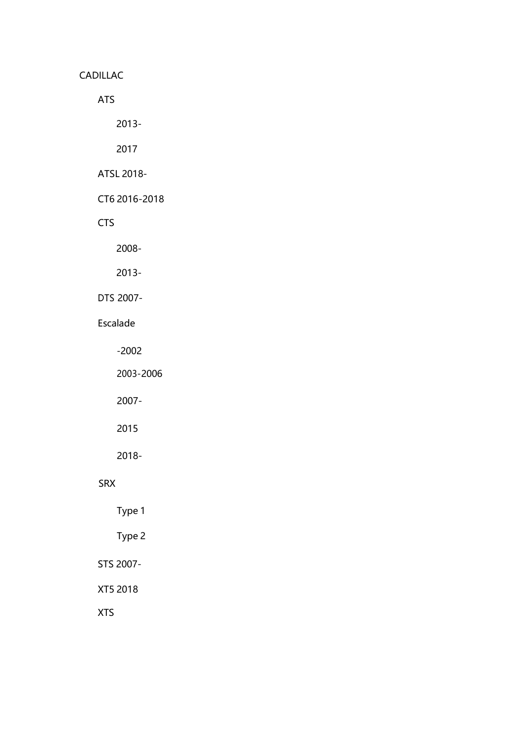CADILLAC

- ATS
  - 2013-
  - 2017
- ATSL 2018-
- CT6 2016-2018
- CTS
  - 2008-
  - 2013-
- DTS 2007-
- Escalade
  - -2002
  - 2003-2006
  - 2007-
  - 2015
  - 2018-
- SRX
  - Type 1
  - Type 2
- STS 2007-
- XT5 2018
- XTS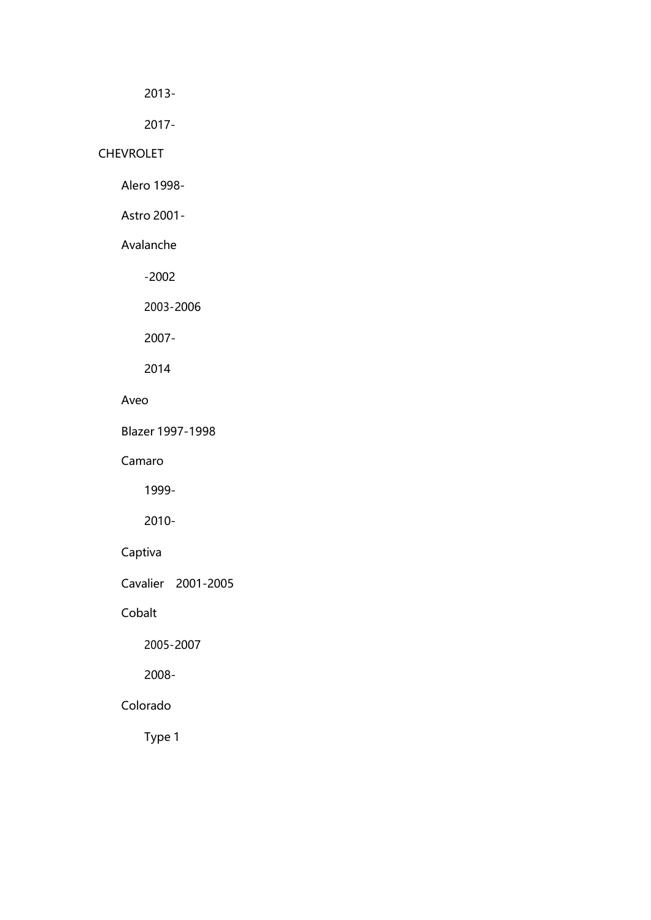- 2013-
- 2017-

CHEVROLET

- Alero 1998-
- Astro 2001-
- Avalanche
  - -2002
  - 2003-2006
  - 2007-
  - 2014
- Aveo
- Blazer 1997-1998
- Camaro
  - 1999-
  - 2010-
- Captiva
- Cavalier 2001-2005
- Cobalt
  - 2005-2007
  - 2008-
- Colorado
  - Type 1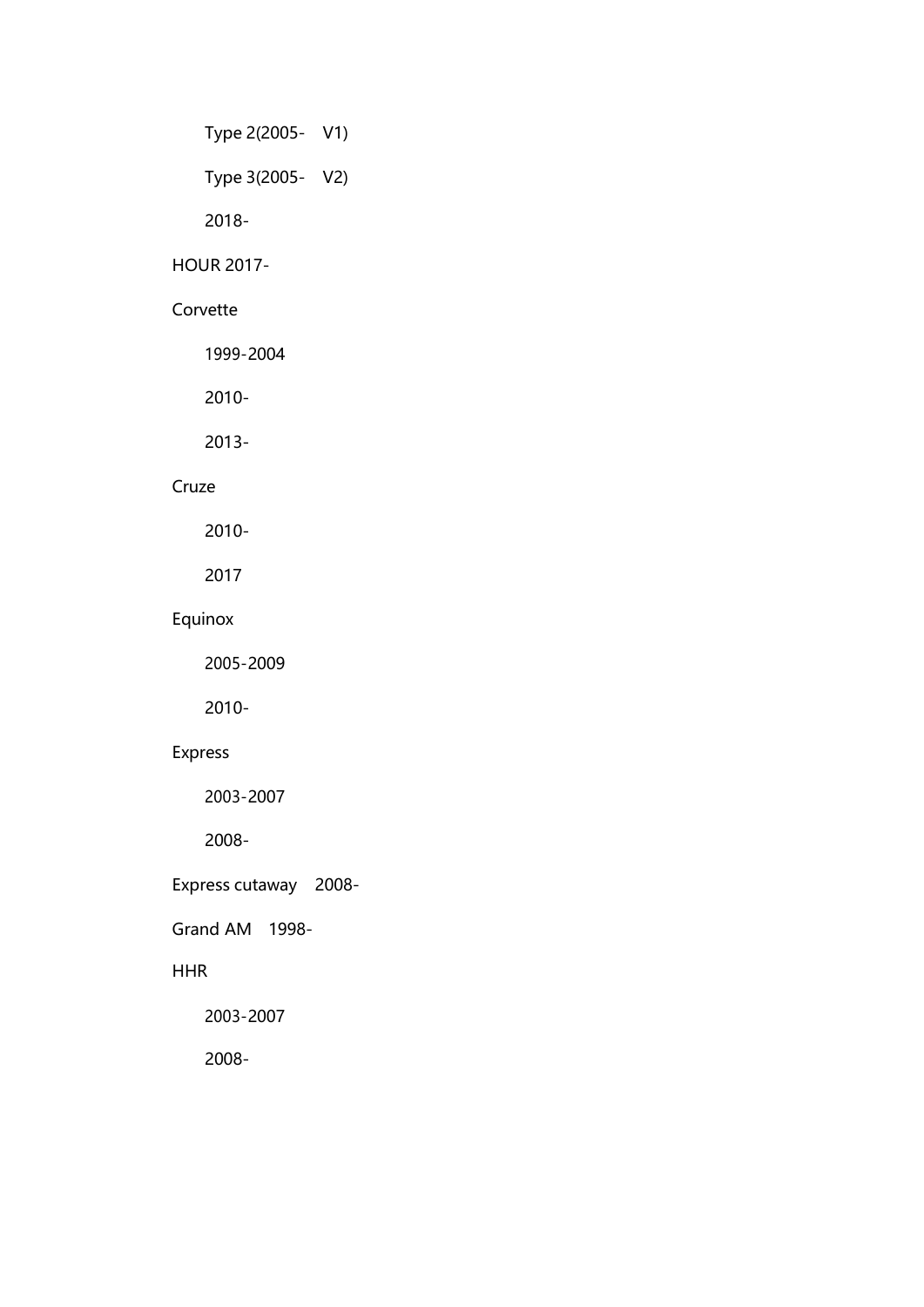Type 2(2005-　V1)

Type 3(2005-　V2)

2018-

HOUR 2017-

Corvette

1999-2004

2010-

2013-

Cruze

2010-

2017

Equinox

2005-2009

2010-

Express

2003-2007

2008-

Express cutaway　2008-

Grand AM　1998-

HHR

2003-2007

2008-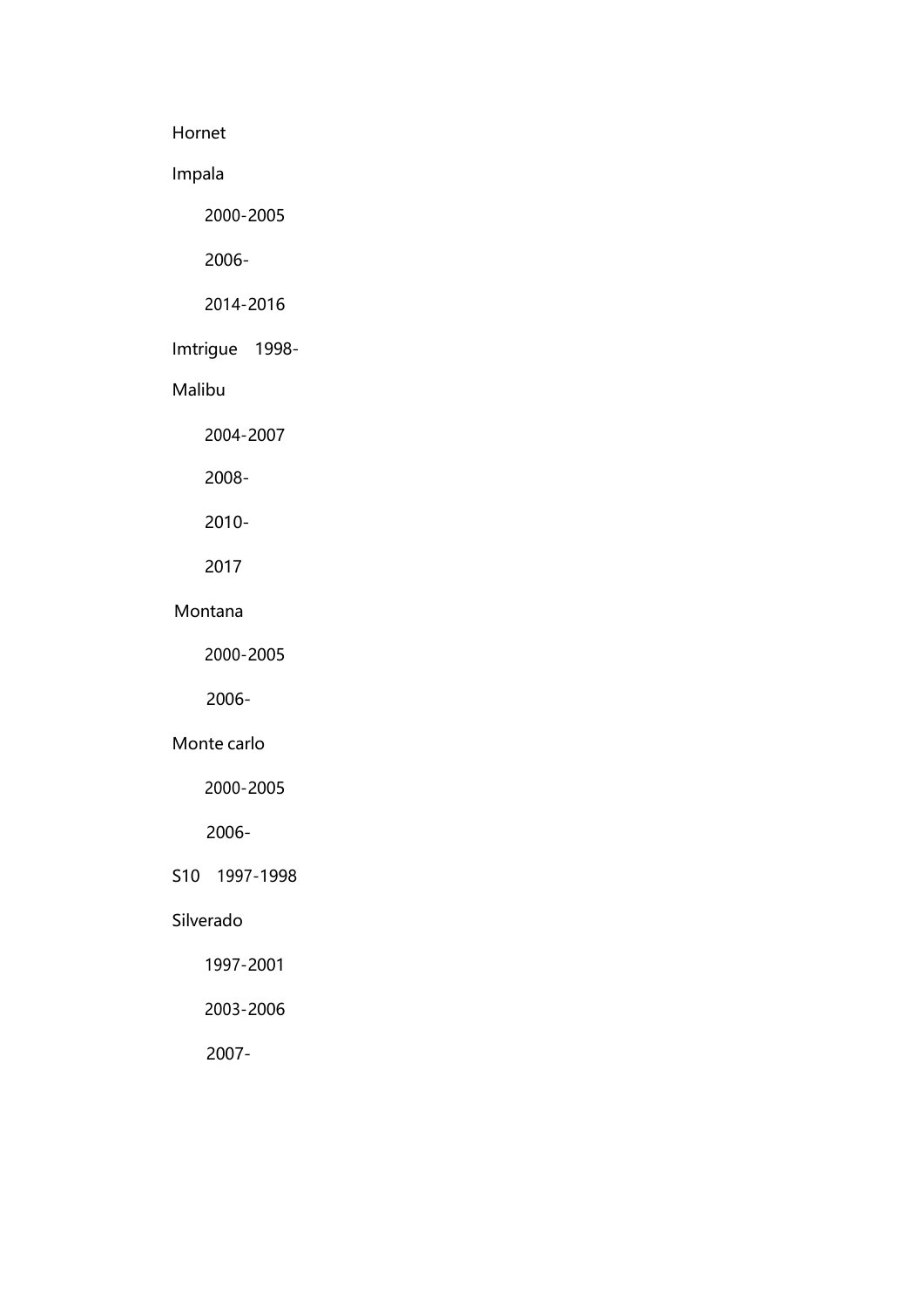Hornet

Impala

- 2000-2005
- 2006-
- 2014-2016

Imtrigue 1998-

Malibu

- 2004-2007
- 2008-
- 2010-
- 2017

Montana

- 2000-2005
- 2006-

Monte carlo

- 2000-2005
- 2006-

S10 1997-1998

Silverado

- 1997-2001
- 2003-2006
- 2007-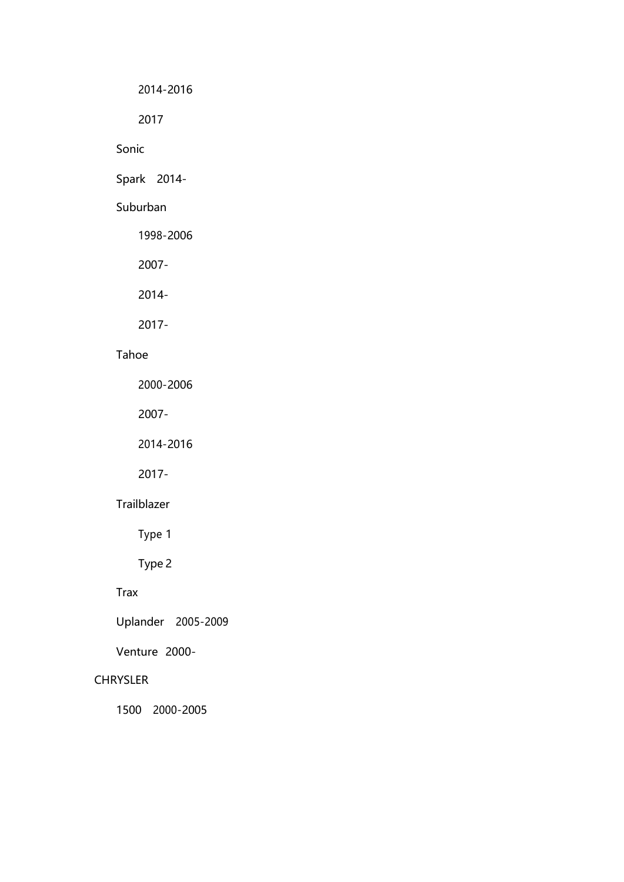- 2014-2016
        - 2017
    - Sonic
    - Spark 2014-
    - Suburban
        - 1998-2006
        - 2007-
        - 2014-
        - 2017-
    - Tahoe
        - 2000-2006
        - 2007-
        - 2014-2016
        - 2017-
    - Trailblazer
        - Type 1
        - Type 2
    - Trax
    - Uplander 2005-2009
    - Venture 2000-
- CHRYSLER
    - 1500 2000-2005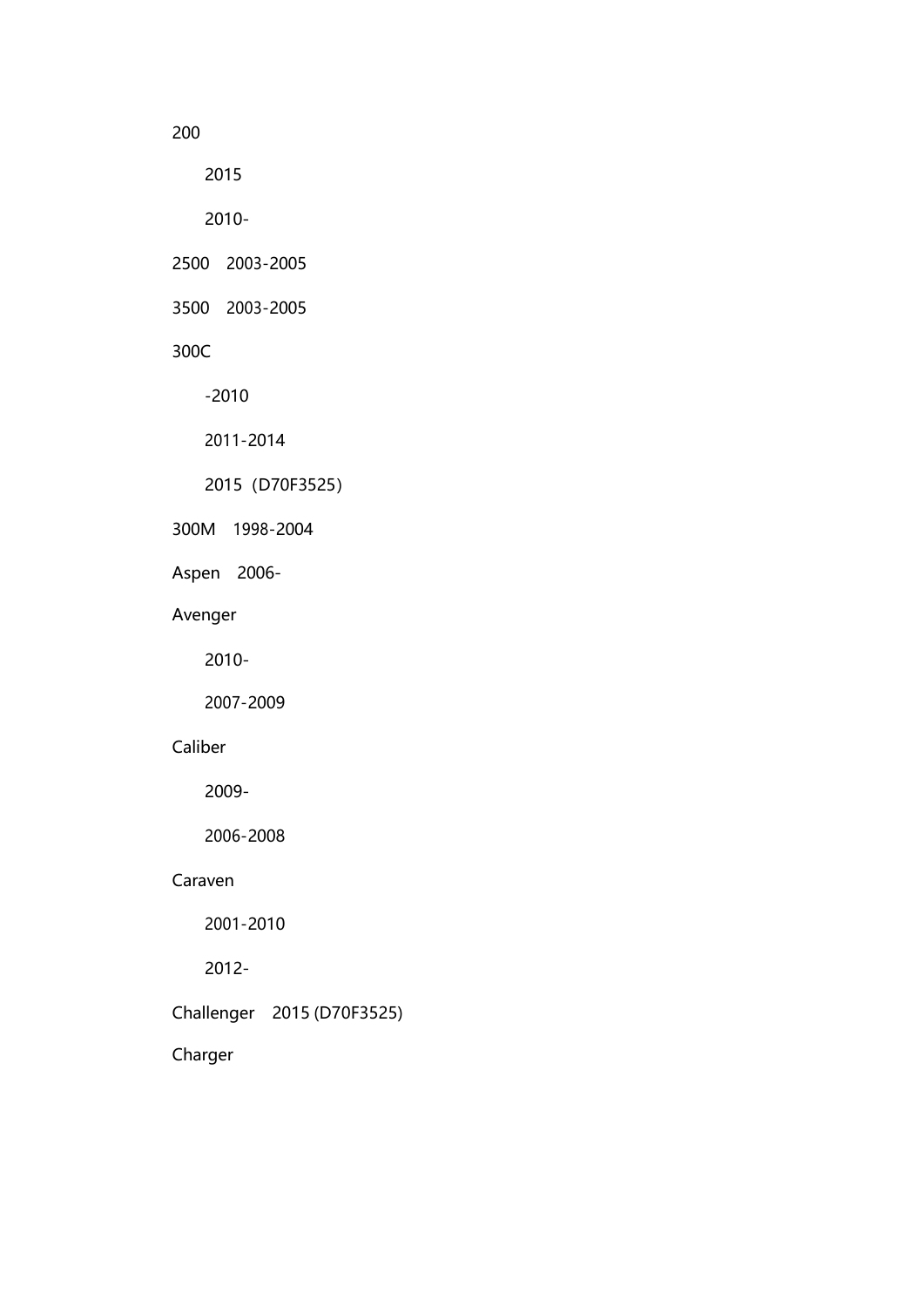200

    2015

    2010-

2500　2003-2005

3500　2003-2005

300C

    -2010

    2011-2014

    2015（D70F3525）

300M　1998-2004

Aspen　2006-

Avenger

    2010-

    2007-2009

Caliber

    2009-

    2006-2008

Caraven

    2001-2010

    2012-

Challenger　2015 (D70F3525)

Charger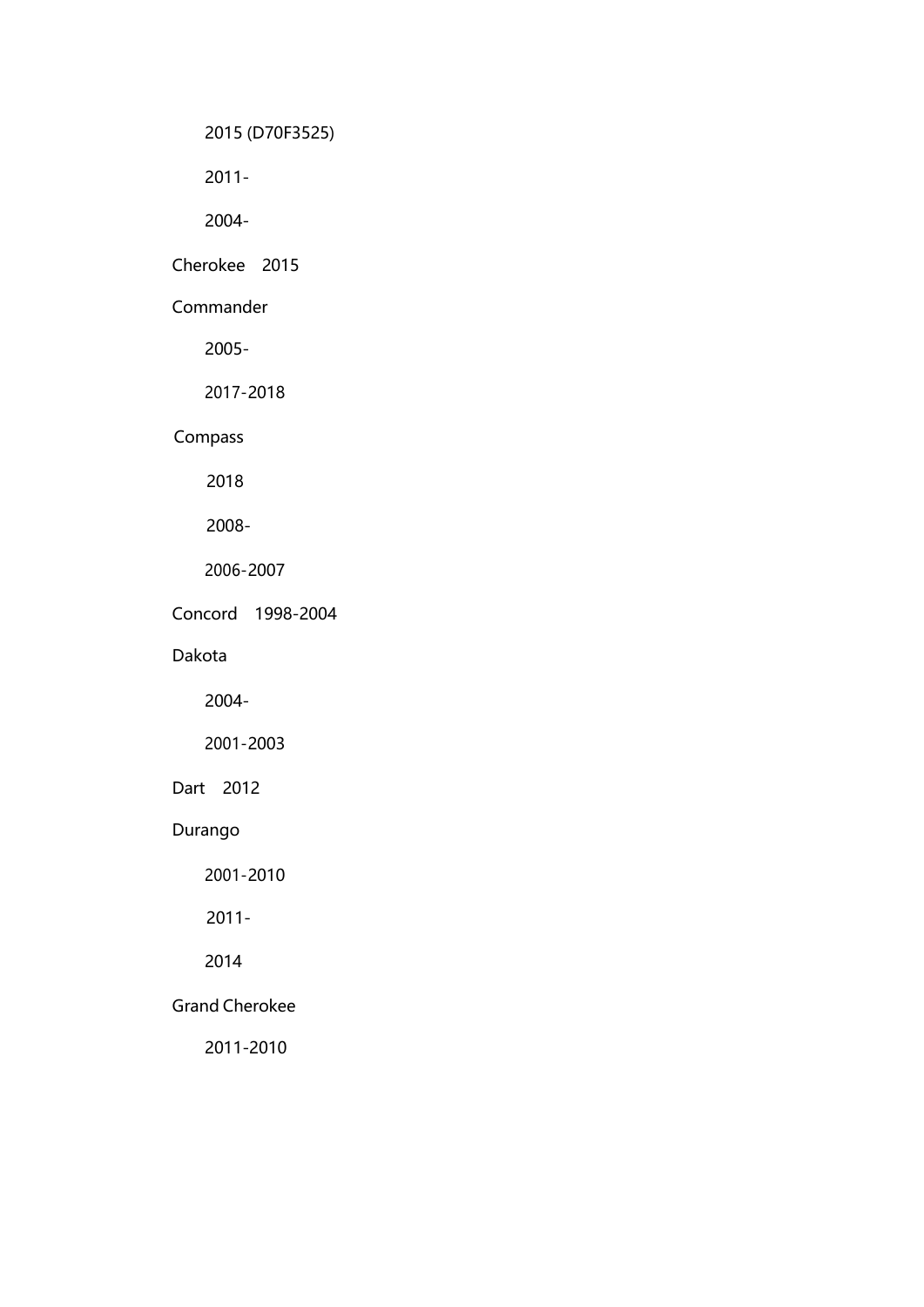2015 (D70F3525)

2011-

2004-

Cherokee 2015

Commander

2005-

2017-2018

Compass

2018

2008-

2006-2007

Concord 1998-2004

Dakota

2004-

2001-2003

Dart 2012

Durango

2001-2010

2011-

2014

Grand Cherokee

2011-2010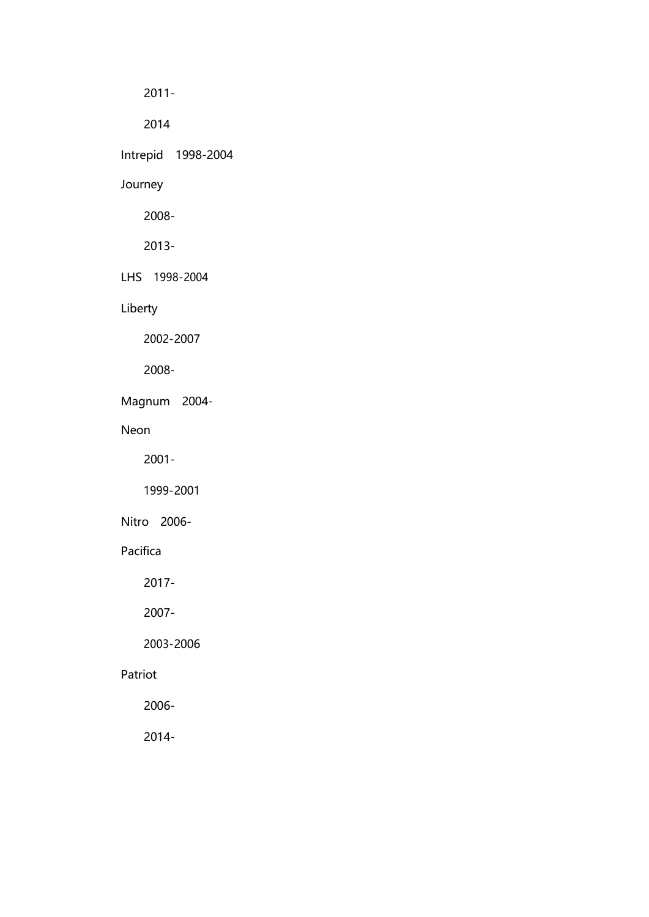2011-

2014

Intrepid 1998-2004

Journey

2008-

2013-

LHS 1998-2004

Liberty

2002-2007

2008-

Magnum 2004-

Neon

2001-

1999-2001

Nitro 2006-

Pacifica

2017-

2007-

2003-2006

Patriot

2006-

2014-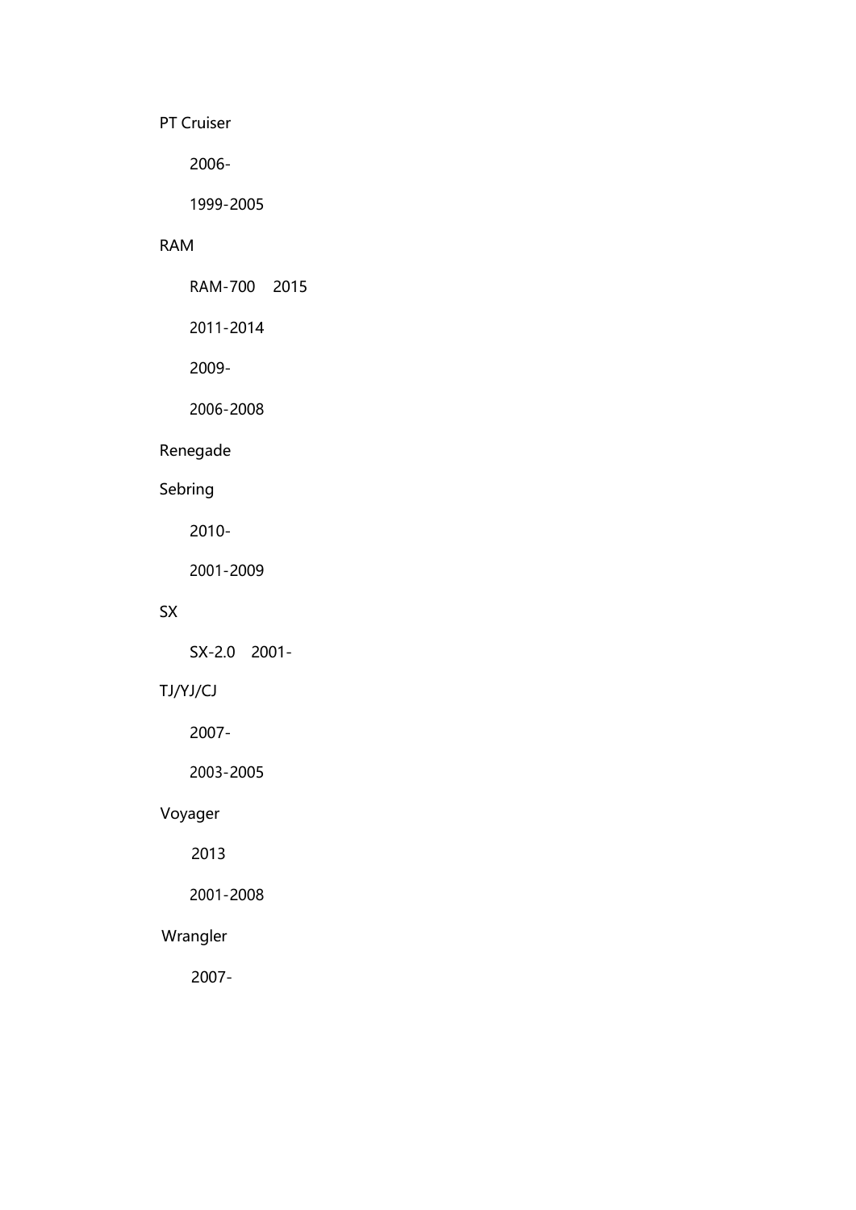PT Cruiser

- 2006-
- 1999-2005

RAM

- RAM-700 2015
- 2011-2014
- 2009-
- 2006-2008

Renegade

Sebring

- 2010-
- 2001-2009

SX

- SX-2.0 2001-

TJ/YJ/CJ

- 2007-
- 2003-2005

Voyager

- 2013
- 2001-2008

Wrangler

- 2007-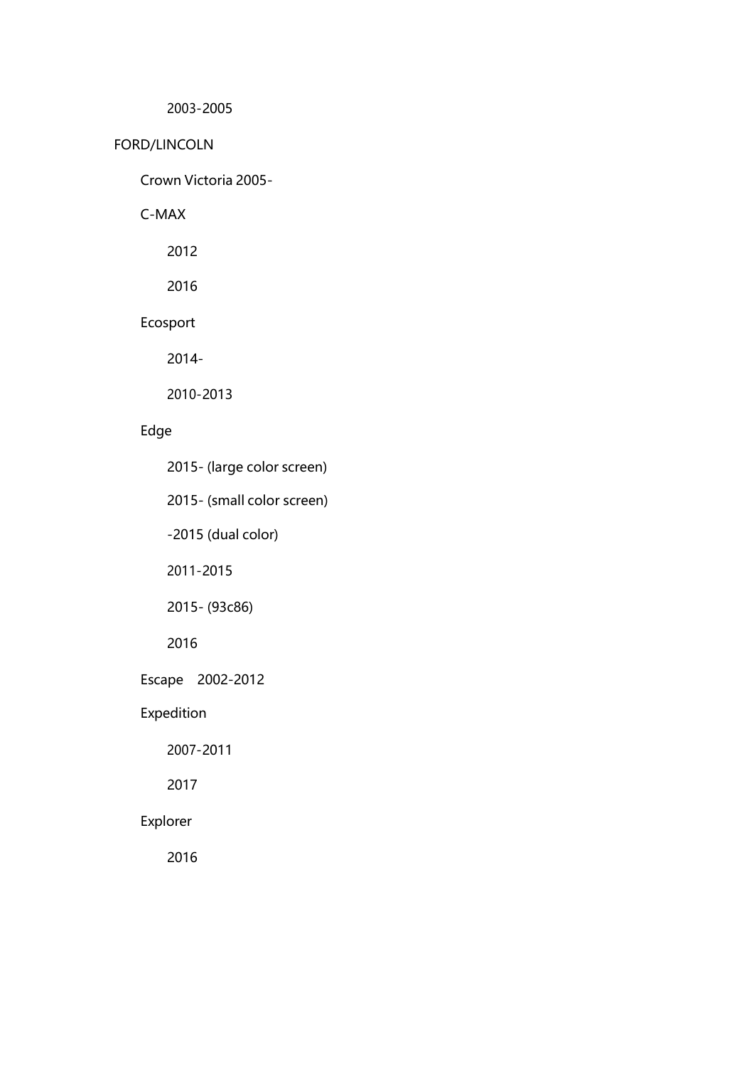- 2003-2005

FORD/LINCOLN

- Crown Victoria 2005-
- C-MAX
  - 2012
  - 2016
- Ecosport
  - 2014-
  - 2010-2013
- Edge
  - 2015- (large color screen)
  - 2015- (small color screen)
  - -2015 (dual color)
  - 2011-2015
  - 2015- (93c86)
  - 2016
- Escape 2002-2012
- Expedition
  - 2007-2011
  - 2017
- Explorer
  - 2016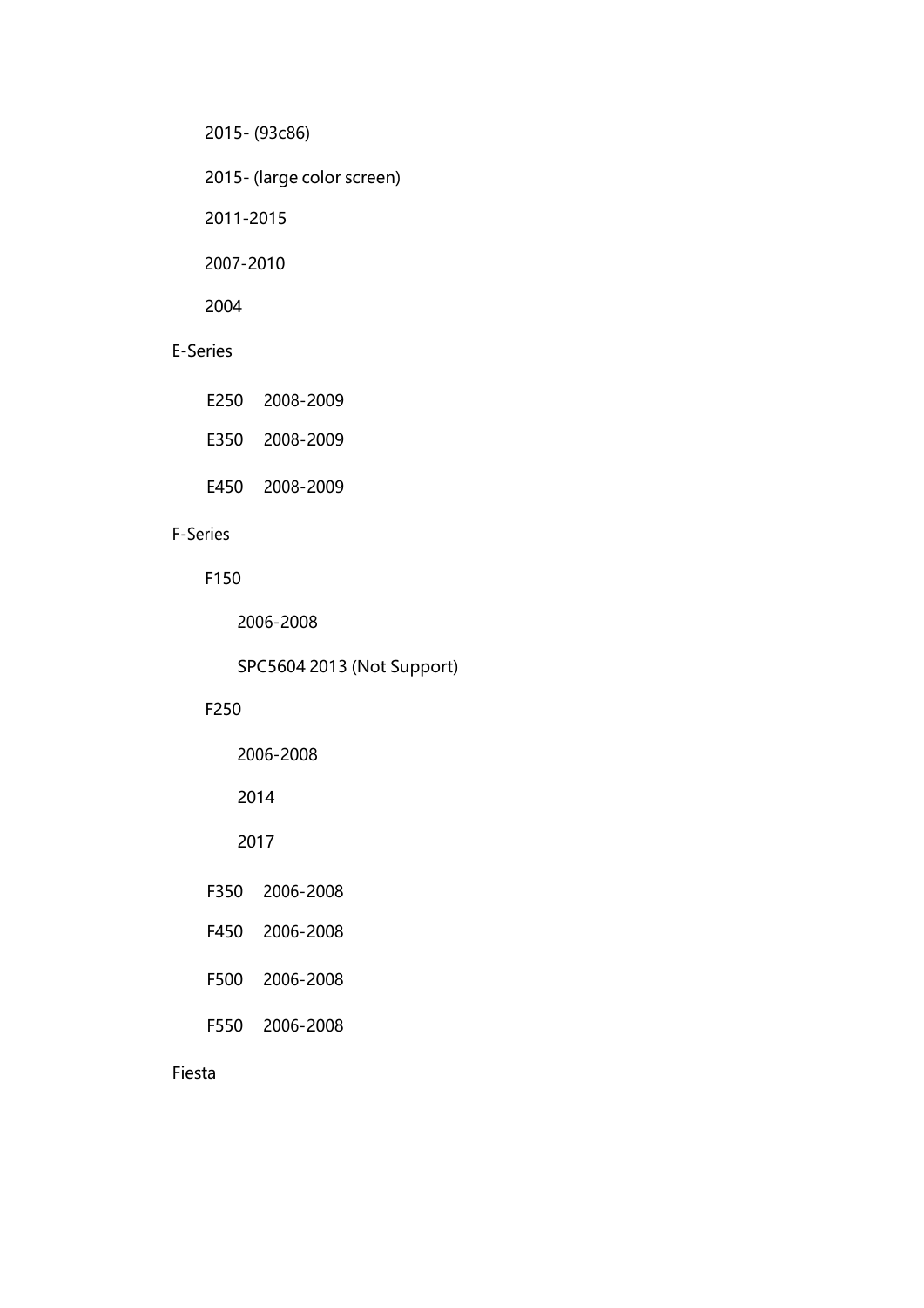- 2015- (93c86)
- 2015- (large color screen)
- 2011-2015
- 2007-2010
- 2004

E-Series

- E250 2008-2009
- E350 2008-2009
- E450 2008-2009

F-Series

- F150
  - 2006-2008
  - SPC5604 2013 (Not Support)
- F250
  - 2006-2008
  - 2014
  - 2017
- F350 2006-2008
- F450 2006-2008
- F500 2006-2008
- F550 2006-2008

Fiesta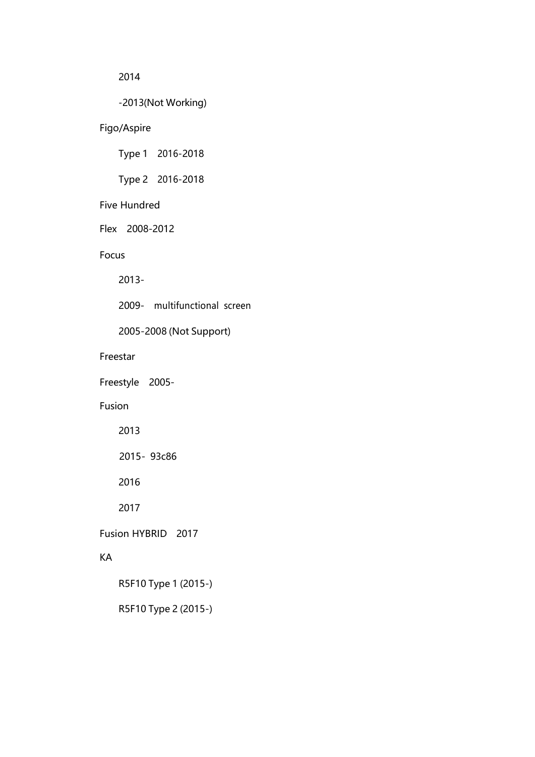2014

-2013(Not Working)

Figo/Aspire

Type 1　2016-2018

Type 2　2016-2018

Five Hundred

Flex　2008-2012

Focus

2013-

2009-　multifunctional screen

2005-2008 (Not Support)

Freestar

Freestyle　2005-

Fusion

2013

2015- 93c86

2016

2017

Fusion HYBRID　2017

KA

R5F10 Type 1 (2015-)

R5F10 Type 2 (2015-)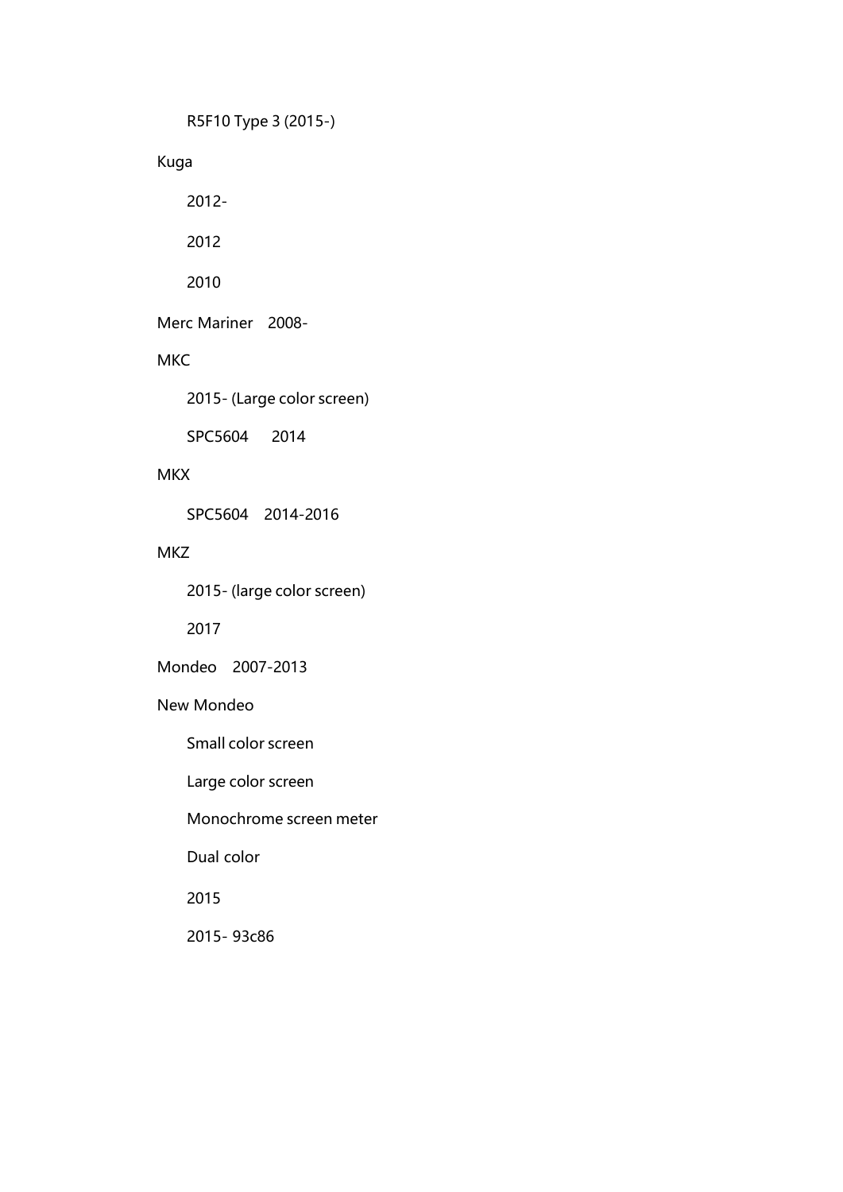R5F10 Type 3 (2015-)

Kuga

2012-

2012

2010

Merc Mariner    2008-

MKC

2015- (Large color screen)

SPC5604      2014

MKX

SPC5604    2014-2016

MKZ

2015- (large color screen)

2017

Mondeo    2007-2013

New Mondeo

Small color screen

Large color screen

Monochrome screen meter

Dual color

2015

2015- 93c86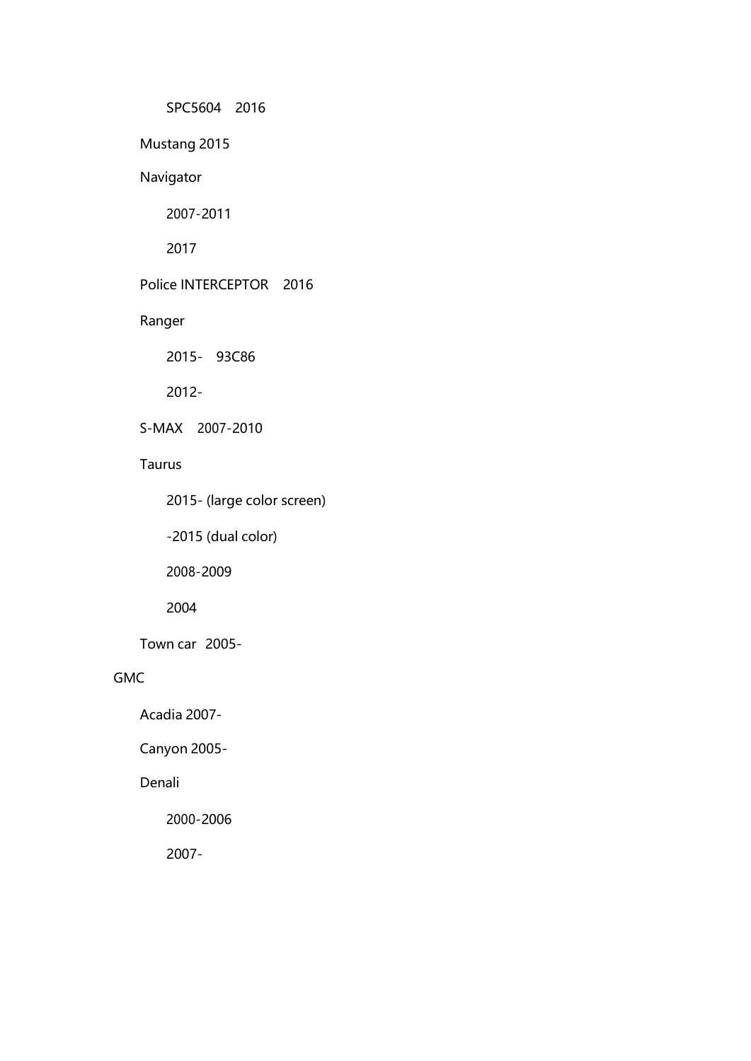- SPC5604 2016
- Mustang 2015
- Navigator
  - 2007-2011
  - 2017
- Police INTERCEPTOR 2016
- Ranger
  - 2015- 93C86
  - 2012-
- S-MAX 2007-2010
- Taurus
  - 2015- (large color screen)
  - -2015 (dual color)
  - 2008-2009
  - 2004
- Town car 2005-

GMC

- Acadia 2007-
- Canyon 2005-
- Denali
  - 2000-2006
  - 2007-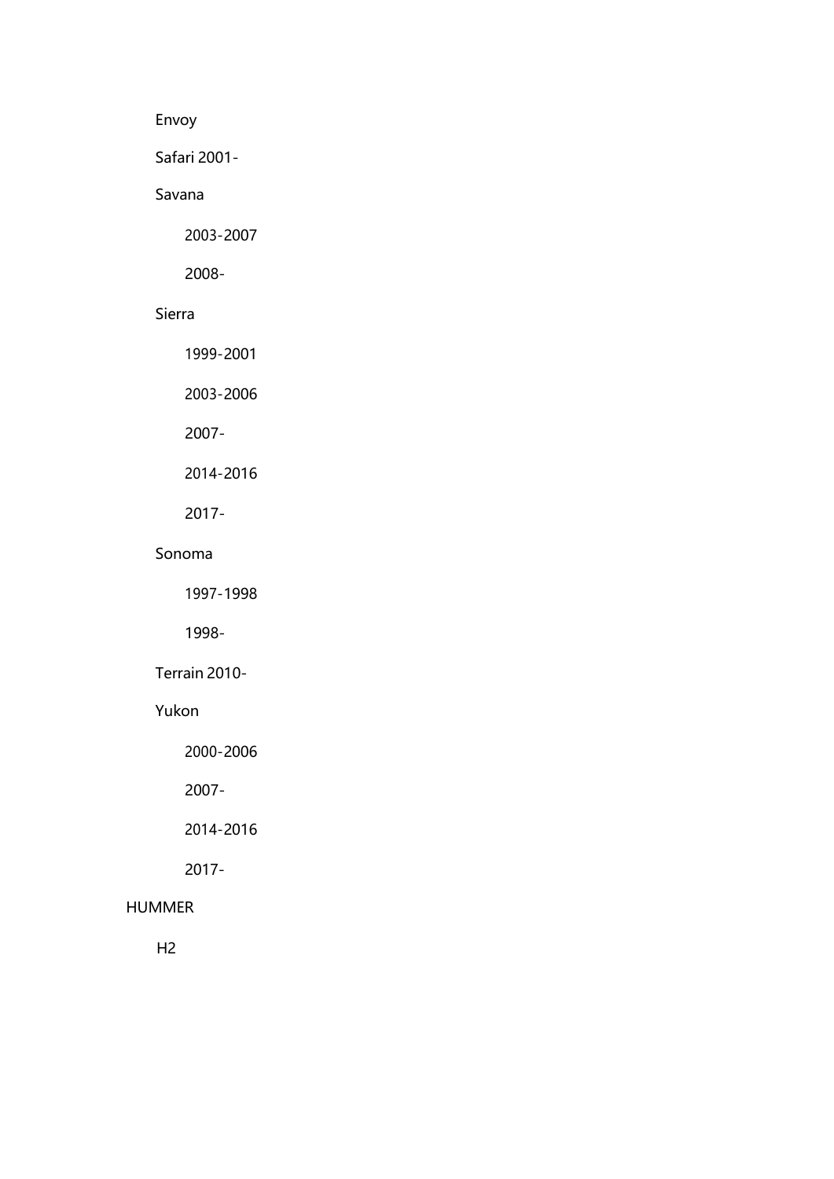- Envoy
- Safari 2001-
- Savana
  - 2003-2007
  - 2008-
- Sierra
  - 1999-2001
  - 2003-2006
  - 2007-
  - 2014-2016
  - 2017-
- Sonoma
  - 1997-1998
  - 1998-
- Terrain 2010-
- Yukon
  - 2000-2006
  - 2007-
  - 2014-2016
  - 2017-

HUMMER

- H2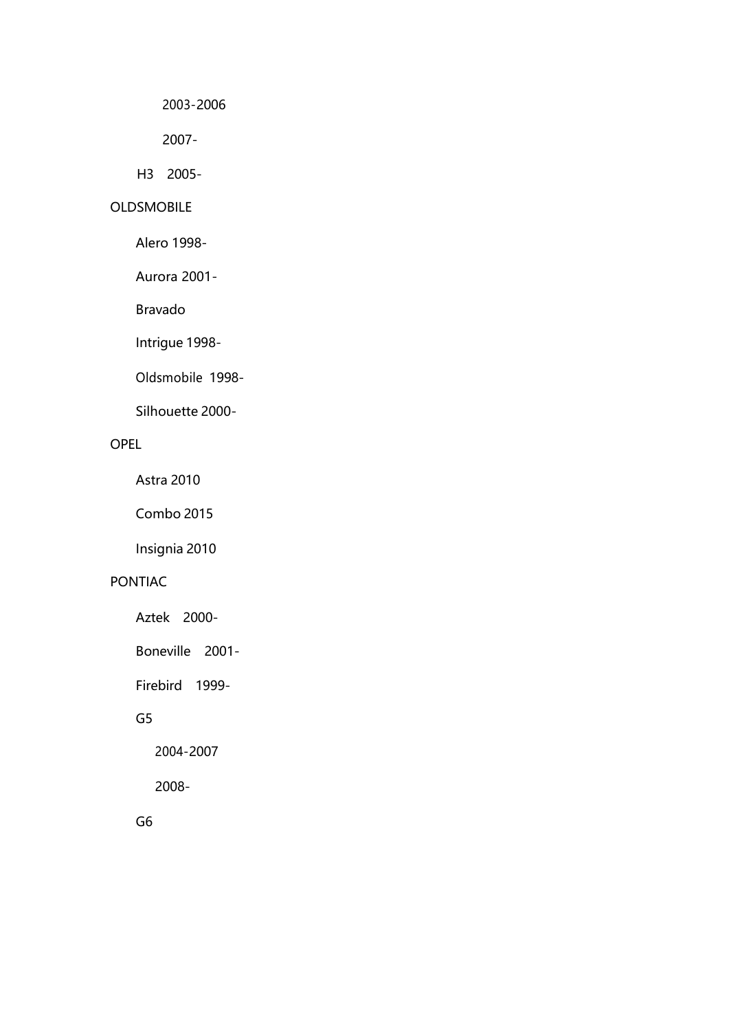- 2003-2006
- 2007-

H3 2005-

OLDSMOBILE

- Alero 1998-
- Aurora 2001-
- Bravado
- Intrigue 1998-
- Oldsmobile 1998-
- Silhouette 2000-

OPEL

- Astra 2010
- Combo 2015
- Insignia 2010

PONTIAC

- Aztek 2000-
- Boneville 2001-
- Firebird 1999-
- G5
  - 2004-2007
  - 2008-
- G6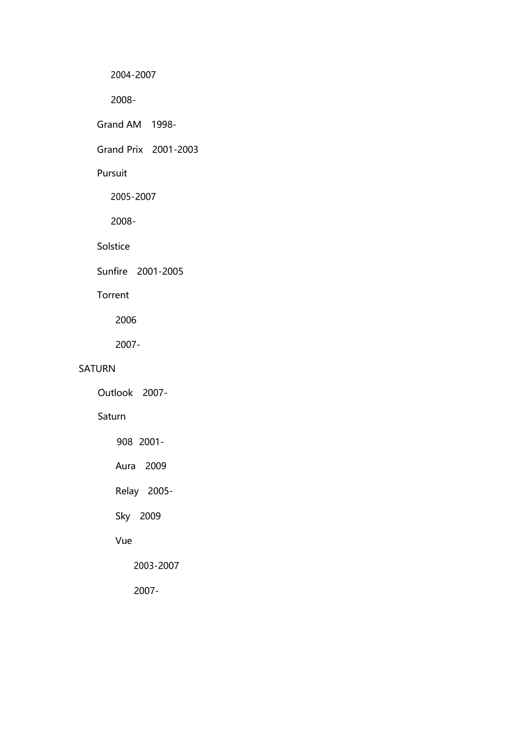- 2004-2007
- 2008-

Grand AM 1998-

Grand Prix 2001-2003

Pursuit

- 2005-2007
- 2008-

Solstice

Sunfire 2001-2005

Torrent

- 2006
- 2007-

SATURN

Outlook 2007-

Saturn

- 908 2001-
- Aura 2009
- Relay 2005-
- Sky 2009
- Vue
  - 2003-2007
  - 2007-